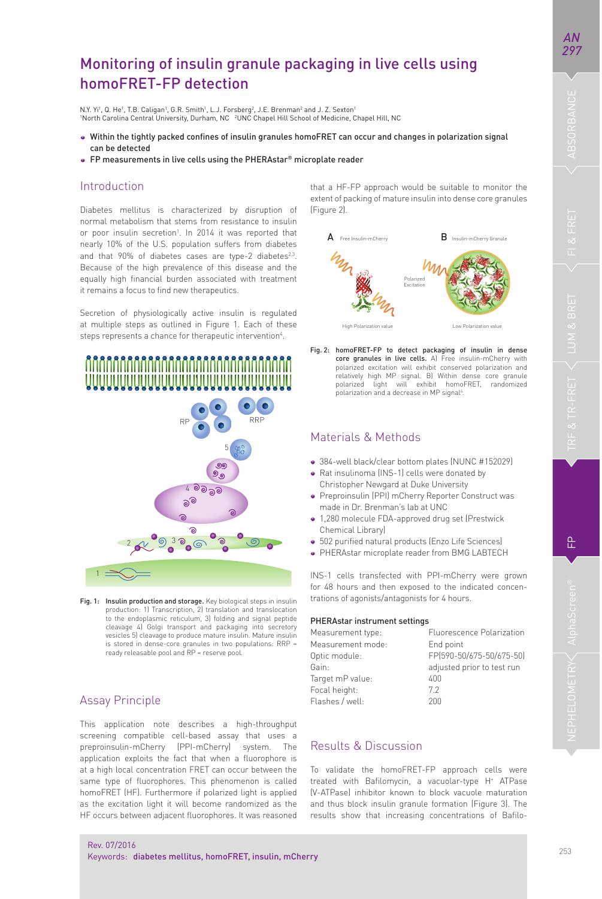# Monitoring of insulin granule packaging in live cells using homoFRET-FP detection

N.Y. Yi[1], Q. He[1], T.B. Caligan[1], G.R. Smith[1], L.J. Forsberg[2], J.E. Brenman[2] and J. Z. Sexton[1]
[1]North Carolina Central University, Durham, NC [2]UNC Chapel Hill School of Medicine, Chapel Hill, NC

- Within the tightly packed confines of insulin granules homoFRET can occur and changes in polarization signal can be detected
- FP measurements in live cells using the PHERAstar® microplate reader

## Introduction

Diabetes mellitus is characterized by disruption of normal metabolism that stems from resistance to insulin or poor insulin secretion[1]. In 2014 it was reported that nearly 10% of the U.S. population suffers from diabetes and that 90% of diabetes cases are type-2 diabetes[2,3]. Because of the high prevalence of this disease and the equally high financial burden associated with treatment it remains a focus to find new therapeutics.

Secretion of physiologically active insulin is regulated at multiple steps as outlined in Figure 1. Each of these steps represents a chance for therapeutic intervention[4].

Fig. 1: Insulin production and storage. Key biological steps in insulin production: 1) Transcription, 2) translation and translocation to the endoplasmic reticulum, 3) folding and signal peptide cleavage 4) Golgi transport and packaging into secretory vesicles 5) cleavage to produce mature insulin. Mature insulin is stored in dense-core granules in two populations: RRP = ready releasable pool and RP = reserve pool.

## Assay Principle

This application note describes a high-throughput screening compatible cell-based assay that uses a preproinsulin-mCherry (PPI-mCherry) system. The application exploits the fact that when a fluorophore is at a high local concentration FRET can occur between the same type of fluorophores. This phenomenon is called homoFRET (HF). Furthermore if polarized light is applied as the excitation light it will become randomized as the HF occurs between adjacent fluorophores. It was reasoned that a HF-FP approach would be suitable to monitor the extent of packing of mature insulin into dense core granules (Figure 2).

Fig. 2: homoFRET-FP to detect packaging of insulin in dense core granules in live cells. A) Free insulin-mCherry with polarized excitation will exhibit conserved polarization and relatively high MP signal. B) Within dense core granule polarized light will exhibit homoFRET, randomized polarization and a decrease in MP signal[4].

## Materials & Methods

- 384-well black/clear bottom plates (NUNC #152029)
- Rat insulinoma (INS-1) cells were kindly provided by Christopher Newgard at Duke University
- Preproinsulin (PPI) mCherry Reporter Construct was made in Dr. Brenman's lab at UNC
- 1,280 molecule FDA-approved drug set (Prestwick Chemical Library)
- 502 purified natural products (Enzo Life Sciences)
- PHERAstar microplate reader from BMG LABTECH

INS-1 cells transfected with PPI-mCherry were grown for 48 hours and then exposed to the indicated concentrations of agonists/antagonists for 4 hours.

### PHERAstar instrument settings

| | |
|---|---|
| Measurement type: | Fluorescence Polarization |
| Measurement mode: | End point |
| Optic module: | FP(590-50/675-50/675-50) |
| Gain: | adjusted prior to test run |
| Target mP value: | 400 |
| Focal height: | 7.2 |
| Flashes / well: | 200 |

## Results & Discussion

To validate the homoFRET-FP approach cells were treated with Bafilomycin, a vacuolar-type $H^+$ ATPase (V-ATPase) inhibitor known to block vacuole maturation and thus block insulin granule formation (Figure 3). The results show that increasing concentrations of Bafilo-

Rev. 07/2016
Keywords: diabetes mellitus, homoFRET, insulin, mCherry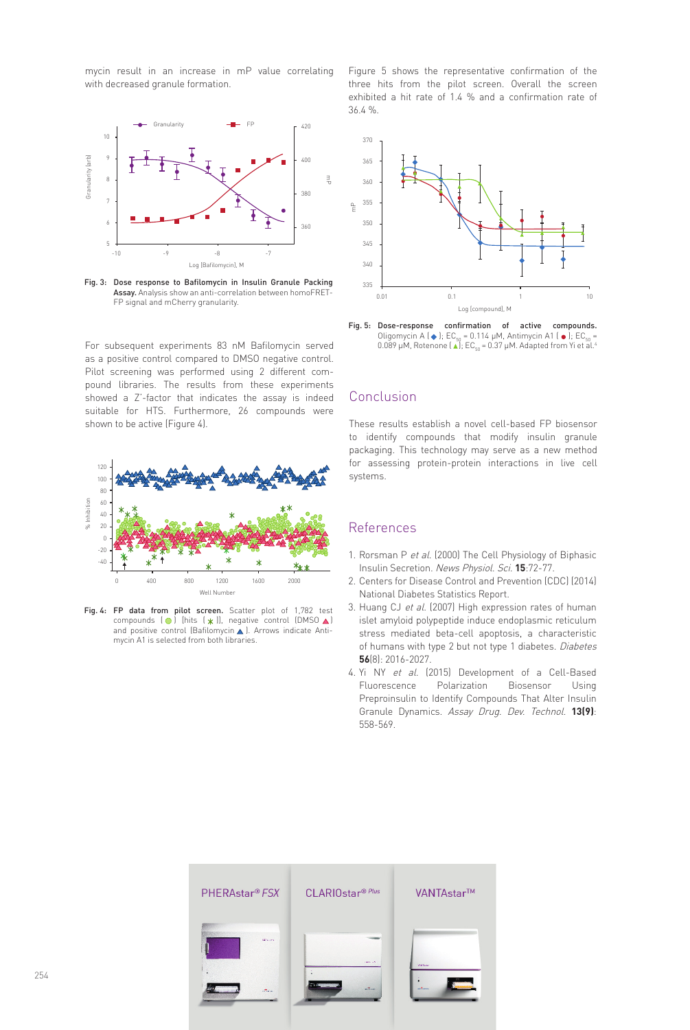mycin result in an increase in mP value correlating with decreased granule formation.

Granularity
FP
10
9
8
7
6
5
Granularity (arb)
420
400
380
360
mP
-10
-9
-8
-7
Log [Bafilomycin], M

**Fig. 3: Dose response to Bafilomycin in Insulin Granule Packing Assay.** Analysis show an anti-correlation between homoFRET-FP signal and mCherry granularity.

For subsequent experiments 83 nM Bafilomycin served as a positive control compared to DMSO negative control. Pilot screening was performed using 2 different compound libraries. The results from these experiments showed a Z'-factor that indicates the assay is indeed suitable for HTS. Furthermore, 26 compounds were shown to be active (Figure 4).

120
100
80
60
40
20
0
-20
-40
% Inhibition
0
400
800
1200
1600
2000
Well Number

**Fig. 4: FP data from pilot screen.** Scatter plot of 1,782 test compounds ( ● ) [hits ( ✱ )], negative control (DMSO ▲) and positive control (Bafilomycin ▲ ). Arrows indicate Antimycin A1 is selected from both libraries.

Figure 5 shows the representative confirmation of the three hits from the pilot screen. Overall the screen exhibited a hit rate of 1.4 % and a confirmation rate of 36.4 %.

370
365
360
355
350
345
340
335
mP
0.01
0.1
1
10
Log [compound], M

**Fig. 5: Dose-response confirmation of active compounds.** Oligomycin A ( ◆ ); $EC_{50}$ = 0.114 µM, Antimycin A1 ( ● ); $EC_{50}$ = 0.089 µM, Rotenone ( ▲ ); $EC_{50}$ = 0.37 µM. Adapted from Yi et al.[4]

## Conclusion

These results establish a novel cell-based FP biosensor to identify compounds that modify insulin granule packaging. This technology may serve as a new method for assessing protein-protein interactions in live cell systems.

## References

1. Rorsman P *et al.* (2000) The Cell Physiology of Biphasic Insulin Secretion. *News Physiol. Sci.* **15**:72-77.
2. Centers for Disease Control and Prevention (CDC) (2014) National Diabetes Statistics Report.
3. Huang CJ *et al.* (2007) High expression rates of human islet amyloid polypeptide induce endoplasmic reticulum stress mediated beta-cell apoptosis, a characteristic of humans with type 2 but not type 1 diabetes. *Diabetes* **56**(8): 2016-2027.
4. Yi NY *et al.* (2015) Development of a Cell-Based Fluorescence Polarization Biosensor Using Preproinsulin to Identify Compounds That Alter Insulin Granule Dynamics. *Assay Drug. Dev. Technol.* **13(9)**: 558-569.

PHERAstar® *FSX*
CLARIOstar® *Plus*
VANTAstar™